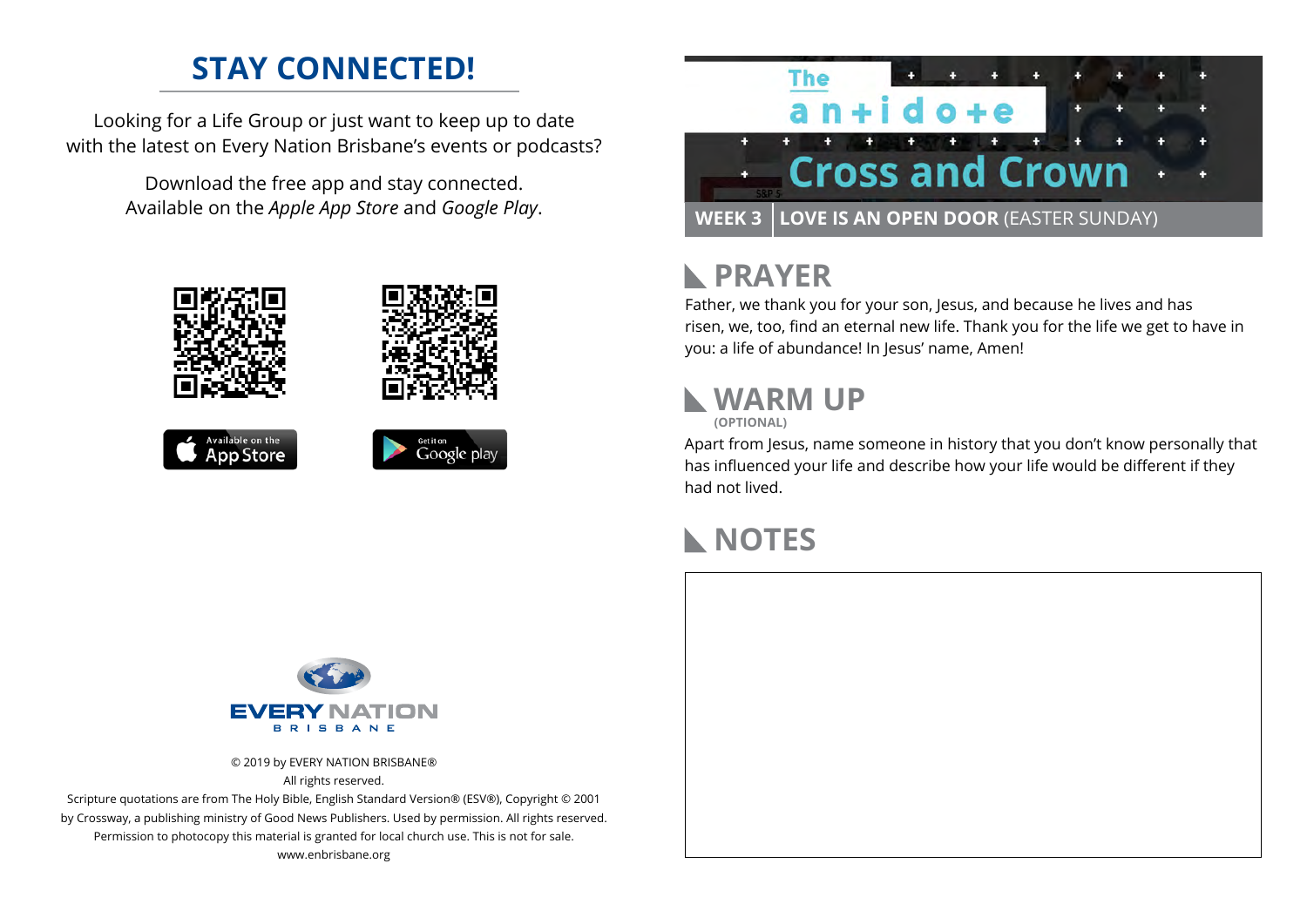## STAY CONNECTED!

Looking for a Life Group or just want to keep up to date with the latest on Every Nation Brisbane's events or podcasts?

Download the free app and stay connected. Available on the *Apple App Store* and *Google Play*.

Available on the App Store

Get it on Google play

EVERY NATION BRISBANE

© 2019 by EVERY NATION BRISBANE®
All rights reserved.
Scripture quotations are from The Holy Bible, English Standard Version® (ESV®), Copyright © 2001 by Crossway, a publishing ministry of Good News Publishers. Used by permission. All rights reserved.
Permission to photocopy this material is granted for local church use. This is not for sale.
www.enbrisbane.org

# The antidote
# Cross and Crown

**WEEK 3 | LOVE IS AN OPEN DOOR** (EASTER SUNDAY)

## PRAYER

Father, we thank you for your son, Jesus, and because he lives and has risen, we, too, find an eternal new life. Thank you for the life we get to have in you: a life of abundance! In Jesus' name, Amen!

## WARM UP

**(OPTIONAL)**

Apart from Jesus, name someone in history that you don't know personally that has influenced your life and describe how your life would be different if they had not lived.

## NOTES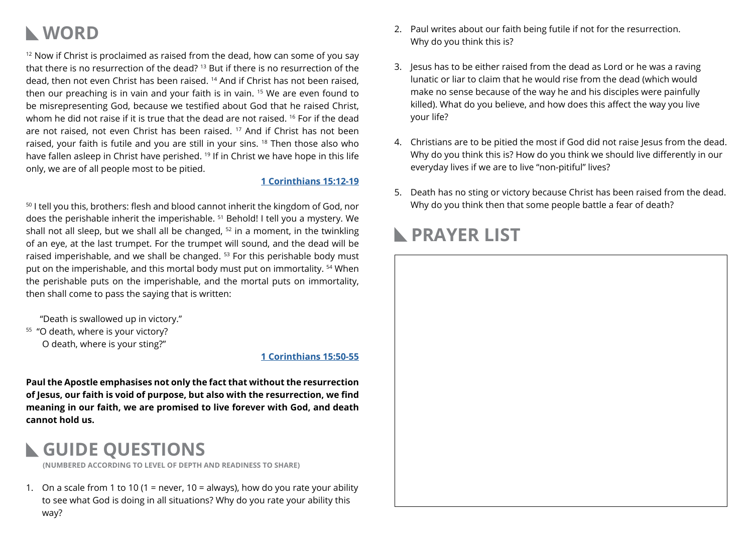## WORD

[12] Now if Christ is proclaimed as raised from the dead, how can some of you say that there is no resurrection of the dead? [13] But if there is no resurrection of the dead, then not even Christ has been raised. [14] And if Christ has not been raised, then our preaching is in vain and your faith is in vain. [15] We are even found to be misrepresenting God, because we testified about God that he raised Christ, whom he did not raise if it is true that the dead are not raised. [16] For if the dead are not raised, not even Christ has been raised. [17] And if Christ has not been raised, your faith is futile and you are still in your sins. [18] Then those also who have fallen asleep in Christ have perished. [19] If in Christ we have hope in this life only, we are of all people most to be pitied.

**1 Corinthians 15:12-19**

[50] I tell you this, brothers: flesh and blood cannot inherit the kingdom of God, nor does the perishable inherit the imperishable. [51] Behold! I tell you a mystery. We shall not all sleep, but we shall all be changed, [52] in a moment, in the twinkling of an eye, at the last trumpet. For the trumpet will sound, and the dead will be raised imperishable, and we shall be changed. [53] For this perishable body must put on the imperishable, and this mortal body must put on immortality. [54] When the perishable puts on the imperishable, and the mortal puts on immortality, then shall come to pass the saying that is written:

"Death is swallowed up in victory."
[55] "O death, where is your victory?
O death, where is your sting?"

**1 Corinthians 15:50-55**

**Paul the Apostle emphasises not only the fact that without the resurrection of Jesus, our faith is void of purpose, but also with the resurrection, we find meaning in our faith, we are promised to live forever with God, and death cannot hold us.**

## GUIDE QUESTIONS

**(NUMBERED ACCORDING TO LEVEL OF DEPTH AND READINESS TO SHARE)**

1. On a scale from 1 to 10 (1 = never, 10 = always), how do you rate your ability to see what God is doing in all situations? Why do you rate your ability this way?
2. Paul writes about our faith being futile if not for the resurrection. Why do you think this is?
3. Jesus has to be either raised from the dead as Lord or he was a raving lunatic or liar to claim that he would rise from the dead (which would make no sense because of the way he and his disciples were painfully killed). What do you believe, and how does this affect the way you live your life?
4. Christians are to be pitied the most if God did not raise Jesus from the dead. Why do you think this is? How do you think we should live differently in our everyday lives if we are to live "non-pitiful" lives?
5. Death has no sting or victory because Christ has been raised from the dead. Why do you think then that some people battle a fear of death?

## PRAYER LIST